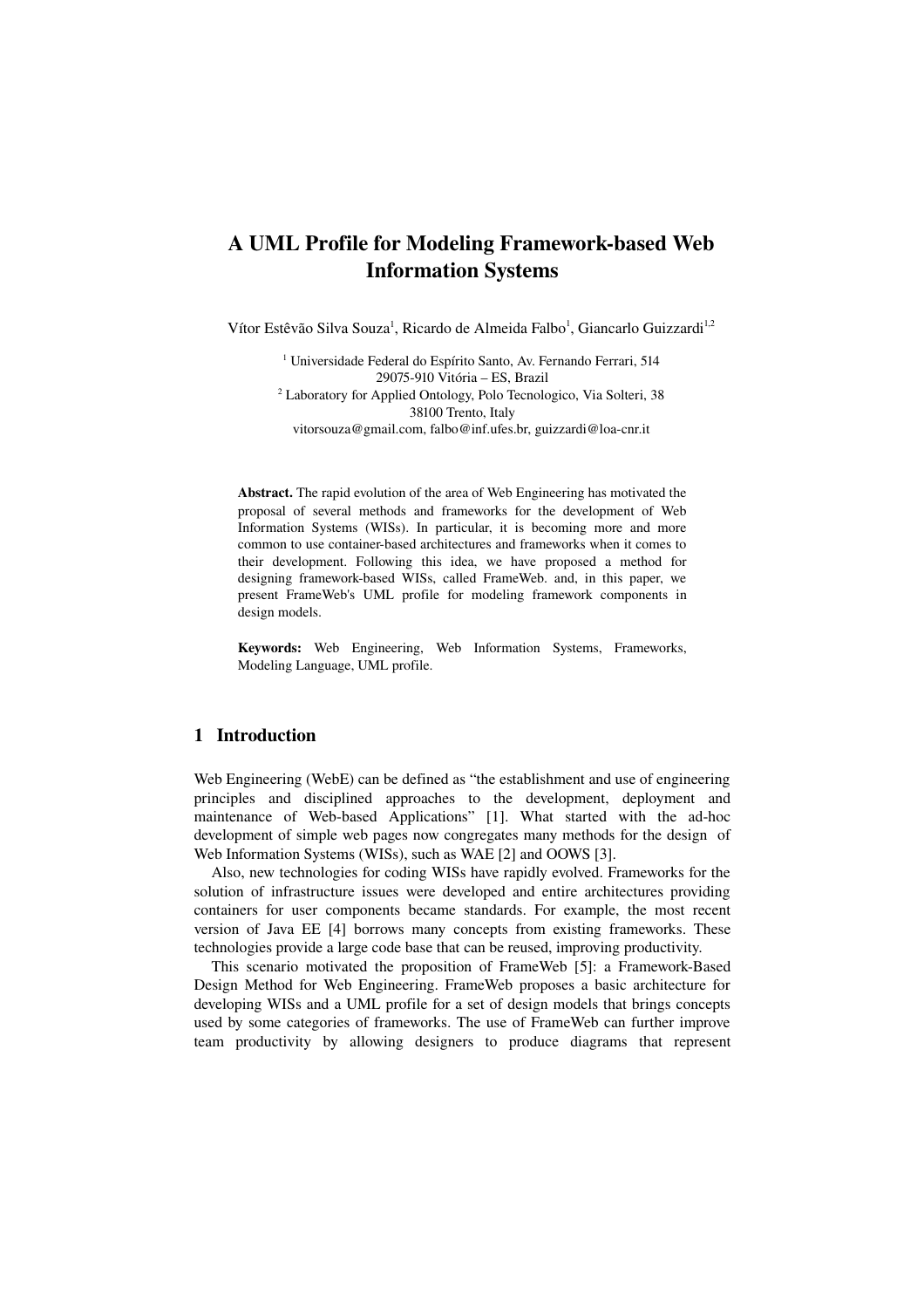# A UML Profile for Modeling Framework-based Web Information Systems

Vítor Estêvão Silva Souza[1], Ricardo de Almeida Falbo[1], Giancarlo Guizzardi[1,2]

[1] Universidade Federal do Espírito Santo, Av. Fernando Ferrari, 514
29075-910 Vitória – ES, Brazil
[2] Laboratory for Applied Ontology, Polo Tecnologico, Via Solteri, 38
38100 Trento, Italy
vitorsouza@gmail.com, falbo@inf.ufes.br, guizzardi@loa-cnr.it

**Abstract.** The rapid evolution of the area of Web Engineering has motivated the proposal of several methods and frameworks for the development of Web Information Systems (WISs). In particular, it is becoming more and more common to use container-based architectures and frameworks when it comes to their development. Following this idea, we have proposed a method for designing framework-based WISs, called FrameWeb. and, in this paper, we present FrameWeb's UML profile for modeling framework components in design models.

**Keywords:** Web Engineering, Web Information Systems, Frameworks, Modeling Language, UML profile.

## 1 Introduction

Web Engineering (WebE) can be defined as "the establishment and use of engineering principles and disciplined approaches to the development, deployment and maintenance of Web-based Applications" [1]. What started with the ad-hoc development of simple web pages now congregates many methods for the design of Web Information Systems (WISs), such as WAE [2] and OOWS [3].

Also, new technologies for coding WISs have rapidly evolved. Frameworks for the solution of infrastructure issues were developed and entire architectures providing containers for user components became standards. For example, the most recent version of Java EE [4] borrows many concepts from existing frameworks. These technologies provide a large code base that can be reused, improving productivity.

This scenario motivated the proposition of FrameWeb [5]: a Framework-Based Design Method for Web Engineering. FrameWeb proposes a basic architecture for developing WISs and a UML profile for a set of design models that brings concepts used by some categories of frameworks. The use of FrameWeb can further improve team productivity by allowing designers to produce diagrams that represent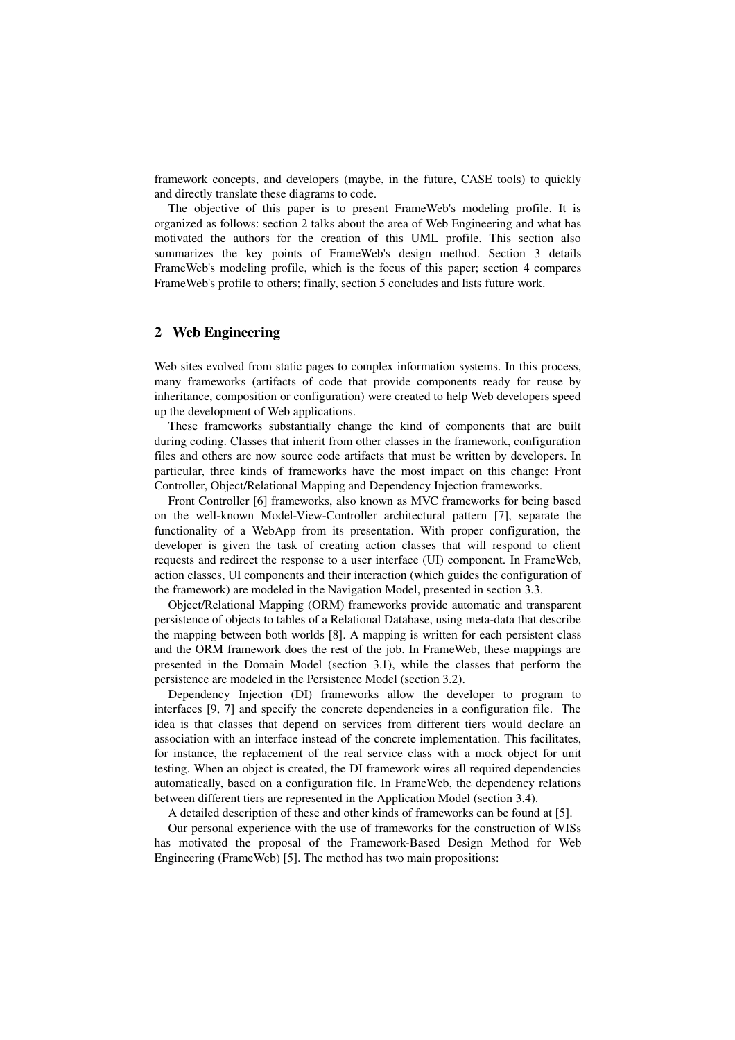framework concepts, and developers (maybe, in the future, CASE tools) to quickly and directly translate these diagrams to code.

The objective of this paper is to present FrameWeb's modeling profile. It is organized as follows: section 2 talks about the area of Web Engineering and what has motivated the authors for the creation of this UML profile. This section also summarizes the key points of FrameWeb's design method. Section 3 details FrameWeb's modeling profile, which is the focus of this paper; section 4 compares FrameWeb's profile to others; finally, section 5 concludes and lists future work.

## 2 Web Engineering

Web sites evolved from static pages to complex information systems. In this process, many frameworks (artifacts of code that provide components ready for reuse by inheritance, composition or configuration) were created to help Web developers speed up the development of Web applications.

These frameworks substantially change the kind of components that are built during coding. Classes that inherit from other classes in the framework, configuration files and others are now source code artifacts that must be written by developers. In particular, three kinds of frameworks have the most impact on this change: Front Controller, Object/Relational Mapping and Dependency Injection frameworks.

Front Controller [6] frameworks, also known as MVC frameworks for being based on the well-known Model-View-Controller architectural pattern [7], separate the functionality of a WebApp from its presentation. With proper configuration, the developer is given the task of creating action classes that will respond to client requests and redirect the response to a user interface (UI) component. In FrameWeb, action classes, UI components and their interaction (which guides the configuration of the framework) are modeled in the Navigation Model, presented in section 3.3.

Object/Relational Mapping (ORM) frameworks provide automatic and transparent persistence of objects to tables of a Relational Database, using meta-data that describe the mapping between both worlds [8]. A mapping is written for each persistent class and the ORM framework does the rest of the job. In FrameWeb, these mappings are presented in the Domain Model (section 3.1), while the classes that perform the persistence are modeled in the Persistence Model (section 3.2).

Dependency Injection (DI) frameworks allow the developer to program to interfaces [9, 7] and specify the concrete dependencies in a configuration file. The idea is that classes that depend on services from different tiers would declare an association with an interface instead of the concrete implementation. This facilitates, for instance, the replacement of the real service class with a mock object for unit testing. When an object is created, the DI framework wires all required dependencies automatically, based on a configuration file. In FrameWeb, the dependency relations between different tiers are represented in the Application Model (section 3.4).

A detailed description of these and other kinds of frameworks can be found at [5].

Our personal experience with the use of frameworks for the construction of WISs has motivated the proposal of the Framework-Based Design Method for Web Engineering (FrameWeb) [5]. The method has two main propositions: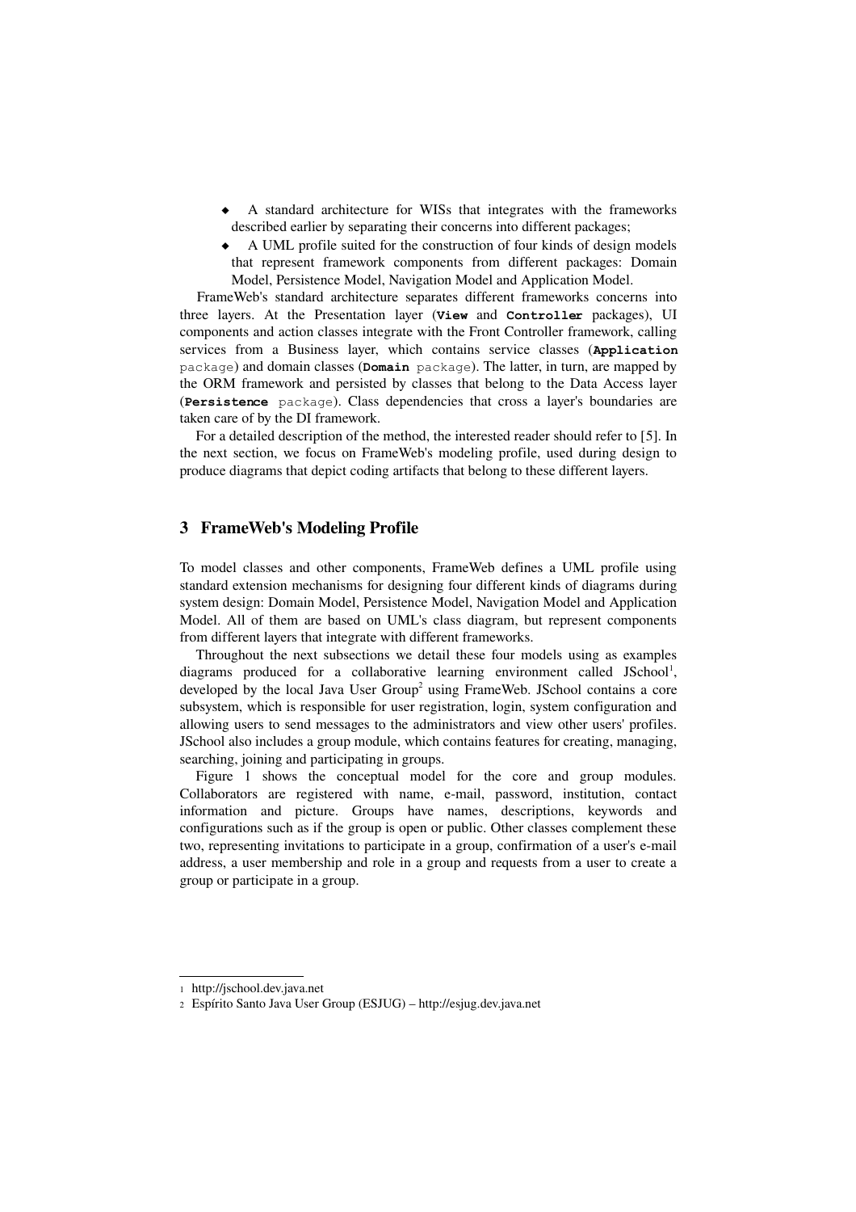- A standard architecture for WISs that integrates with the frameworks described earlier by separating their concerns into different packages;
- A UML profile suited for the construction of four kinds of design models that represent framework components from different packages: Domain Model, Persistence Model, Navigation Model and Application Model.

FrameWeb's standard architecture separates different frameworks concerns into three layers. At the Presentation layer (**`View`** and **`Controller`** packages), UI components and action classes integrate with the Front Controller framework, calling services from a Business layer, which contains service classes (**`Application`** `package`) and domain classes (**`Domain`** `package`). The latter, in turn, are mapped by the ORM framework and persisted by classes that belong to the Data Access layer (**`Persistence`** `package`). Class dependencies that cross a layer's boundaries are taken care of by the DI framework.

For a detailed description of the method, the interested reader should refer to [5]. In the next section, we focus on FrameWeb's modeling profile, used during design to produce diagrams that depict coding artifacts that belong to these different layers.

## 3 FrameWeb's Modeling Profile

To model classes and other components, FrameWeb defines a UML profile using standard extension mechanisms for designing four different kinds of diagrams during system design: Domain Model, Persistence Model, Navigation Model and Application Model. All of them are based on UML's class diagram, but represent components from different layers that integrate with different frameworks.

Throughout the next subsections we detail these four models using as examples diagrams produced for a collaborative learning environment called JSchool[1], developed by the local Java User Group[2] using FrameWeb. JSchool contains a core subsystem, which is responsible for user registration, login, system configuration and allowing users to send messages to the administrators and view other users' profiles. JSchool also includes a group module, which contains features for creating, managing, searching, joining and participating in groups.

Figure 1 shows the conceptual model for the core and group modules. Collaborators are registered with name, e-mail, password, institution, contact information and picture. Groups have names, descriptions, keywords and configurations such as if the group is open or public. Other classes complement these two, representing invitations to participate in a group, confirmation of a user's e-mail address, a user membership and role in a group and requests from a user to create a group or participate in a group.

---

1 http://jschool.dev.java.net

2 Espírito Santo Java User Group (ESJUG) – http://esjug.dev.java.net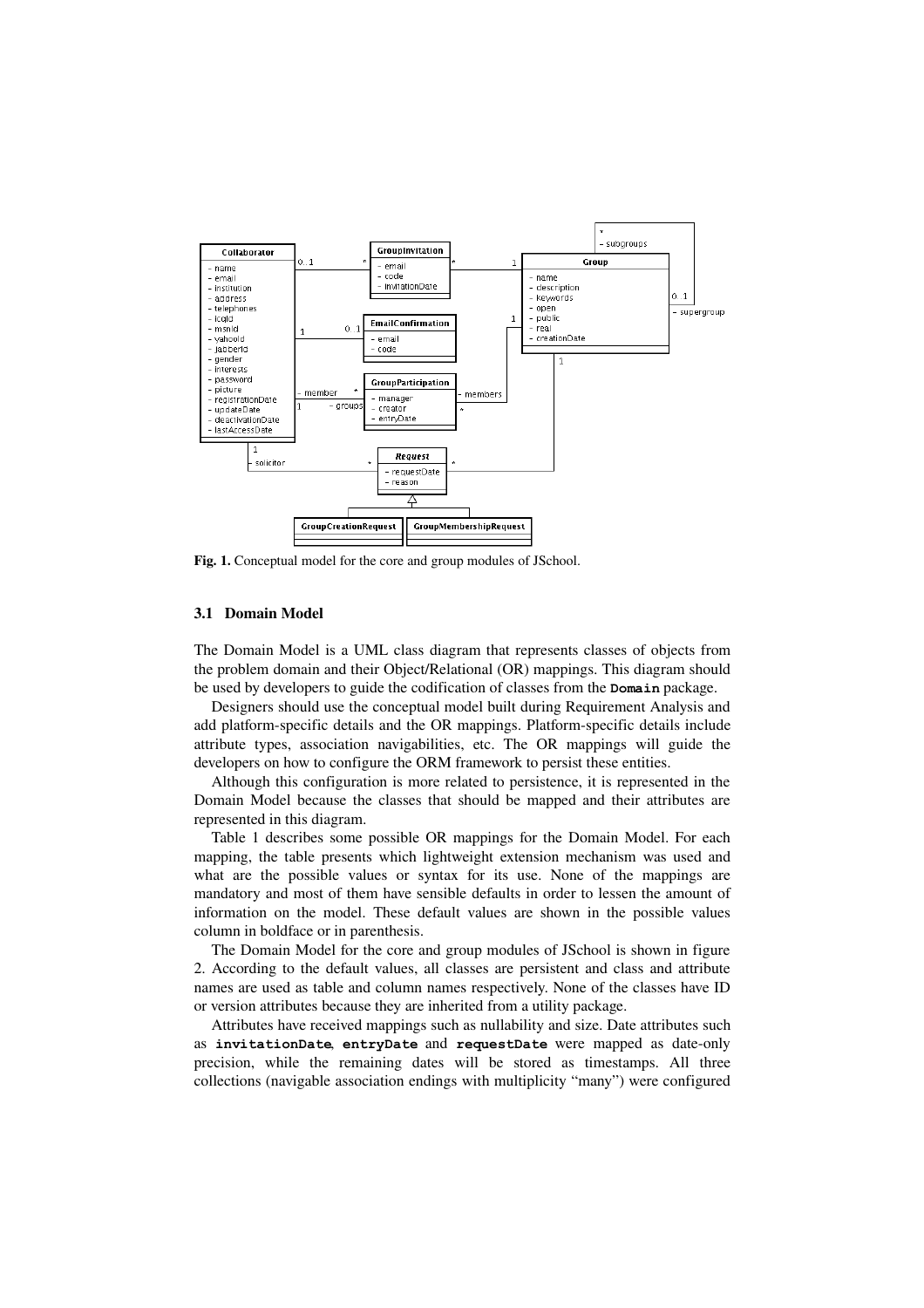**Fig. 1.** Conceptual model for the core and group modules of JSchool.

### 3.1 Domain Model

The Domain Model is a UML class diagram that represents classes of objects from the problem domain and their Object/Relational (OR) mappings. This diagram should be used by developers to guide the codification of classes from the **`Domain`** package.

Designers should use the conceptual model built during Requirement Analysis and add platform-specific details and the OR mappings. Platform-specific details include attribute types, association navigabilities, etc. The OR mappings will guide the developers on how to configure the ORM framework to persist these entities.

Although this configuration is more related to persistence, it is represented in the Domain Model because the classes that should be mapped and their attributes are represented in this diagram.

Table 1 describes some possible OR mappings for the Domain Model. For each mapping, the table presents which lightweight extension mechanism was used and what are the possible values or syntax for its use. None of the mappings are mandatory and most of them have sensible defaults in order to lessen the amount of information on the model. These default values are shown in the possible values column in boldface or in parenthesis.

The Domain Model for the core and group modules of JSchool is shown in figure 2. According to the default values, all classes are persistent and class and attribute names are used as table and column names respectively. None of the classes have ID or version attributes because they are inherited from a utility package.

Attributes have received mappings such as nullability and size. Date attributes such as **`invitationDate`**, **`entryDate`** and **`requestDate`** were mapped as date-only precision, while the remaining dates will be stored as timestamps. All three collections (navigable association endings with multiplicity "many") were configured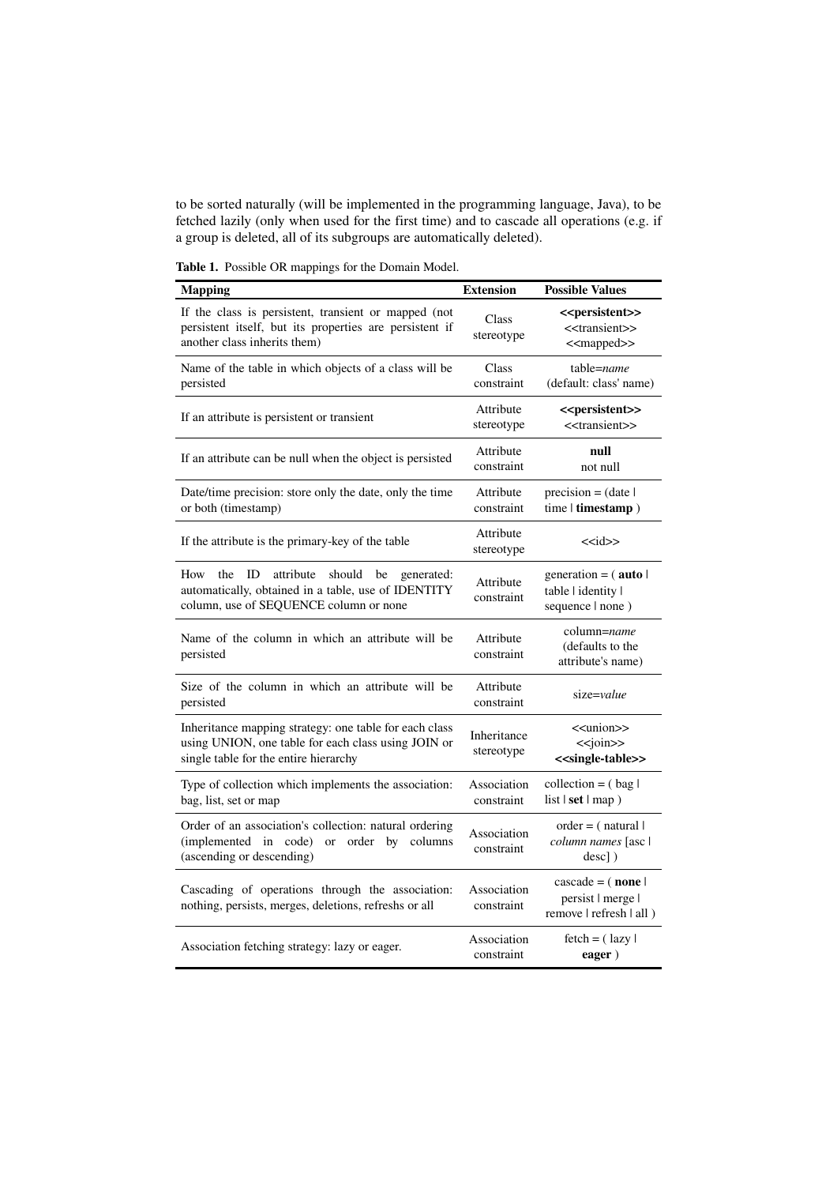to be sorted naturally (will be implemented in the programming language, Java), to be fetched lazily (only when used for the first time) and to cascade all operations (e.g. if a group is deleted, all of its subgroups are automatically deleted).

**Table 1.** Possible OR mappings for the Domain Model.

| **Mapping** | **Extension** | **Possible Values** |
|---|---|---|
| If the class is persistent, transient or mapped (not persistent itself, but its properties are persistent if another class inherits them) | Class stereotype | **<<persistent>>** <<transient>> <<mapped>> |
| Name of the table in which objects of a class will be persisted | Class constraint | table=*name* (default: class' name) |
| If an attribute is persistent or transient | Attribute stereotype | **<<persistent>>** <<transient>> |
| If an attribute can be null when the object is persisted | Attribute constraint | **null** not null |
| Date/time precision: store only the date, only the time or both (timestamp) | Attribute constraint | precision = (date \| time \| **timestamp** ) |
| If the attribute is the primary-key of the table | Attribute stereotype | <<id>> |
| How the ID attribute should be generated: automatically, obtained in a table, use of IDENTITY column, use of SEQUENCE column or none | Attribute constraint | generation = ( **auto** \| table \| identity \| sequence \| none ) |
| Name of the column in which an attribute will be persisted | Attribute constraint | column=*name* (defaults to the attribute's name) |
| Size of the column in which an attribute will be persisted | Attribute constraint | size=*value* |
| Inheritance mapping strategy: one table for each class using UNION, one table for each class using JOIN or single table for the entire hierarchy | Inheritance stereotype | <<union>> <<join>> **<<single-table>>** |
| Type of collection which implements the association: bag, list, set or map | Association constraint | collection = ( bag \| list \| **set** \| map ) |
| Order of an association's collection: natural ordering (implemented in code) or order by columns (ascending or descending) | Association constraint | order = ( natural \| *column names* [asc \| desc] ) |
| Cascading of operations through the association: nothing, persists, merges, deletions, refreshs or all | Association constraint | cascade = ( **none** \| persist \| merge \| remove \| refresh \| all ) |
| Association fetching strategy: lazy or eager. | Association constraint | fetch = ( lazy \| **eager** ) |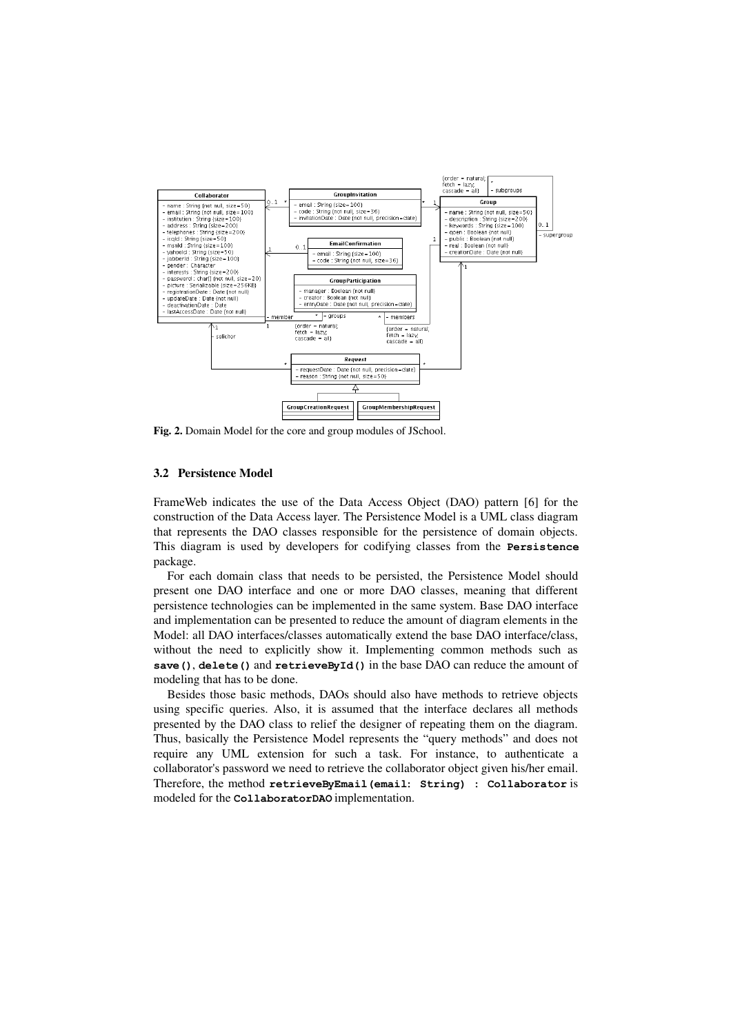**Fig. 2.** Domain Model for the core and group modules of JSchool.

### 3.2 Persistence Model

FrameWeb indicates the use of the Data Access Object (DAO) pattern [6] for the construction of the Data Access layer. The Persistence Model is a UML class diagram that represents the DAO classes responsible for the persistence of domain objects. This diagram is used by developers for codifying classes from the **`Persistence`** package.

For each domain class that needs to be persisted, the Persistence Model should present one DAO interface and one or more DAO classes, meaning that different persistence technologies can be implemented in the same system. Base DAO interface and implementation can be presented to reduce the amount of diagram elements in the Model: all DAO interfaces/classes automatically extend the base DAO interface/class, without the need to explicitly show it. Implementing common methods such as **`save()`**, **`delete()`** and **`retrieveById()`** in the base DAO can reduce the amount of modeling that has to be done.

Besides those basic methods, DAOs should also have methods to retrieve objects using specific queries. Also, it is assumed that the interface declares all methods presented by the DAO class to relief the designer of repeating them on the diagram. Thus, basically the Persistence Model represents the "query methods" and does not require any UML extension for such a task. For instance, to authenticate a collaborator's password we need to retrieve the collaborator object given his/her email. Therefore, the method **`retrieveByEmail(email: String) : Collaborator`** is modeled for the **`CollaboratorDAO`** implementation.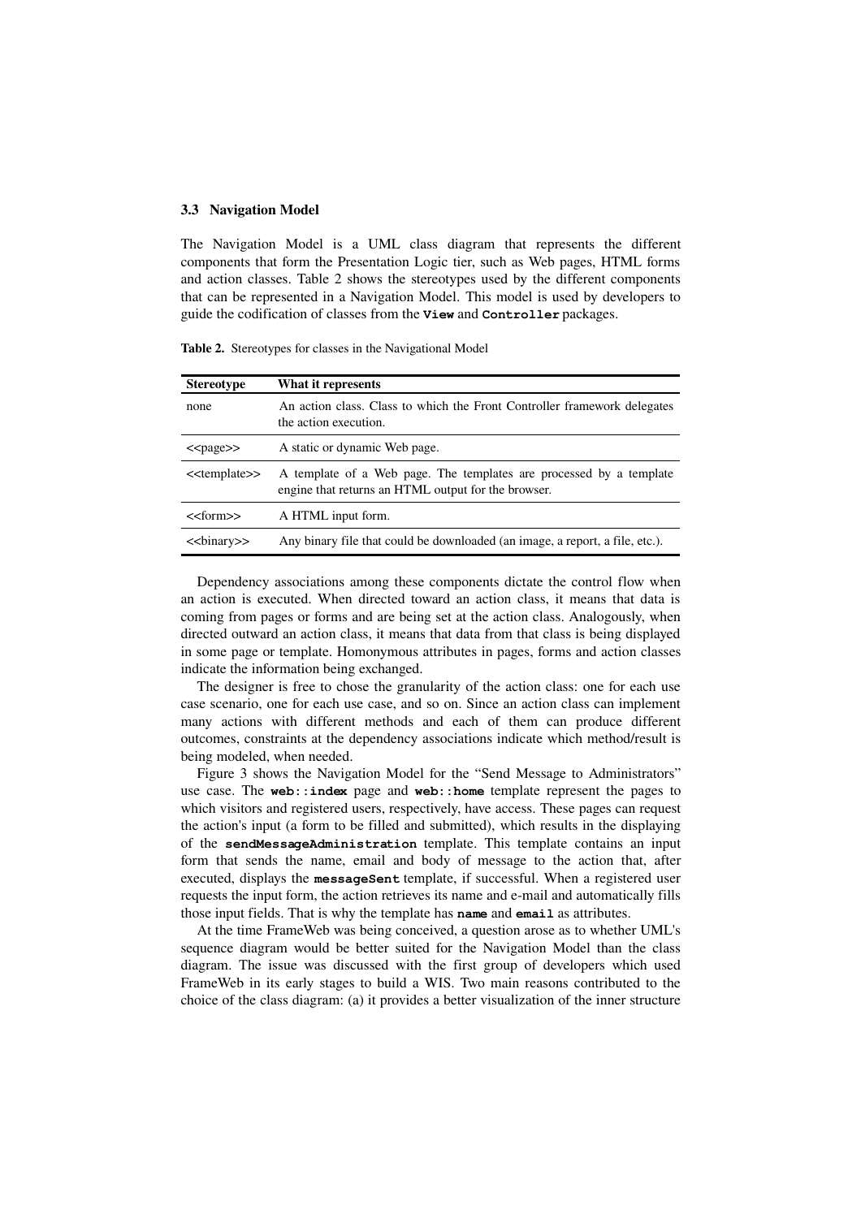### 3.3 Navigation Model

The Navigation Model is a UML class diagram that represents the different components that form the Presentation Logic tier, such as Web pages, HTML forms and action classes. Table 2 shows the stereotypes used by the different components that can be represented in a Navigation Model. This model is used by developers to guide the codification of classes from the `View` and `Controller` packages.

**Table 2.** Stereotypes for classes in the Navigational Model

| Stereotype | What it represents |
|---|---|
| none | An action class. Class to which the Front Controller framework delegates the action execution. |
| <<page>> | A static or dynamic Web page. |
| <<template>> | A template of a Web page. The templates are processed by a template engine that returns an HTML output for the browser. |
| <<form>> | A HTML input form. |
| <<binary>> | Any binary file that could be downloaded (an image, a report, a file, etc.). |

Dependency associations among these components dictate the control flow when an action is executed. When directed toward an action class, it means that data is coming from pages or forms and are being set at the action class. Analogously, when directed outward an action class, it means that data from that class is being displayed in some page or template. Homonymous attributes in pages, forms and action classes indicate the information being exchanged.

The designer is free to chose the granularity of the action class: one for each use case scenario, one for each use case, and so on. Since an action class can implement many actions with different methods and each of them can produce different outcomes, constraints at the dependency associations indicate which method/result is being modeled, when needed.

Figure 3 shows the Navigation Model for the "Send Message to Administrators" use case. The **`web::index`** page and **`web::home`** template represent the pages to which visitors and registered users, respectively, have access. These pages can request the action's input (a form to be filled and submitted), which results in the displaying of the **`sendMessageAdministration`** template. This template contains an input form that sends the name, email and body of message to the action that, after executed, displays the **`messageSent`** template, if successful. When a registered user requests the input form, the action retrieves its name and e-mail and automatically fills those input fields. That is why the template has **`name`** and **`email`** as attributes.

At the time FrameWeb was being conceived, a question arose as to whether UML's sequence diagram would be better suited for the Navigation Model than the class diagram. The issue was discussed with the first group of developers which used FrameWeb in its early stages to build a WIS. Two main reasons contributed to the choice of the class diagram: (a) it provides a better visualization of the inner structure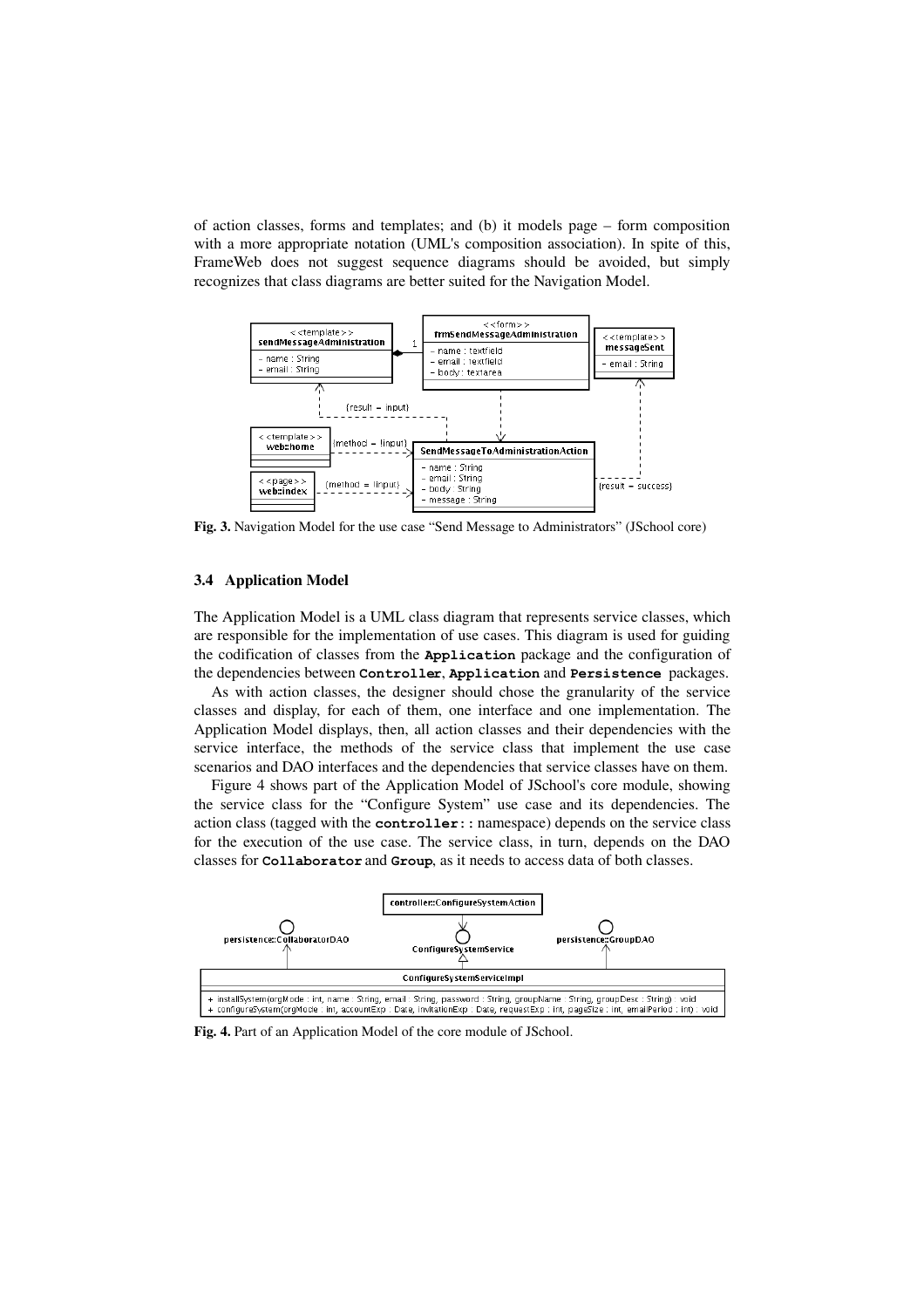of action classes, forms and templates; and (b) it models page – form composition with a more appropriate notation (UML's composition association). In spite of this, FrameWeb does not suggest sequence diagrams should be avoided, but simply recognizes that class diagrams are better suited for the Navigation Model.

**Fig. 3.** Navigation Model for the use case "Send Message to Administrators" (JSchool core)

### 3.4 Application Model

The Application Model is a UML class diagram that represents service classes, which are responsible for the implementation of use cases. This diagram is used for guiding the codification of classes from the **Application** package and the configuration of the dependencies between **Controller**, **Application** and **Persistence** packages.

As with action classes, the designer should chose the granularity of the service classes and display, for each of them, one interface and one implementation. The Application Model displays, then, all action classes and their dependencies with the service interface, the methods of the service class that implement the use case scenarios and DAO interfaces and the dependencies that service classes have on them.

Figure 4 shows part of the Application Model of JSchool's core module, showing the service class for the "Configure System" use case and its dependencies. The action class (tagged with the **controller::** namespace) depends on the service class for the execution of the use case. The service class, in turn, depends on the DAO classes for **Collaborator** and **Group**, as it needs to access data of both classes.

**Fig. 4.** Part of an Application Model of the core module of JSchool.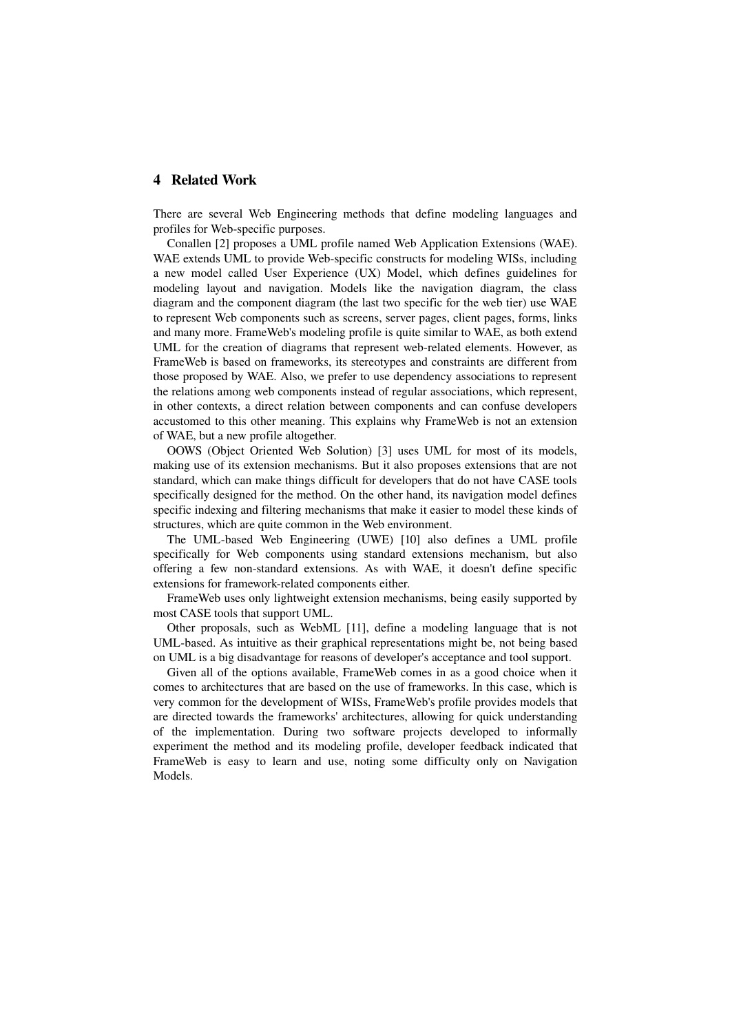## 4 Related Work

There are several Web Engineering methods that define modeling languages and profiles for Web-specific purposes.

Conallen [2] proposes a UML profile named Web Application Extensions (WAE). WAE extends UML to provide Web-specific constructs for modeling WISs, including a new model called User Experience (UX) Model, which defines guidelines for modeling layout and navigation. Models like the navigation diagram, the class diagram and the component diagram (the last two specific for the web tier) use WAE to represent Web components such as screens, server pages, client pages, forms, links and many more. FrameWeb's modeling profile is quite similar to WAE, as both extend UML for the creation of diagrams that represent web-related elements. However, as FrameWeb is based on frameworks, its stereotypes and constraints are different from those proposed by WAE. Also, we prefer to use dependency associations to represent the relations among web components instead of regular associations, which represent, in other contexts, a direct relation between components and can confuse developers accustomed to this other meaning. This explains why FrameWeb is not an extension of WAE, but a new profile altogether.

OOWS (Object Oriented Web Solution) [3] uses UML for most of its models, making use of its extension mechanisms. But it also proposes extensions that are not standard, which can make things difficult for developers that do not have CASE tools specifically designed for the method. On the other hand, its navigation model defines specific indexing and filtering mechanisms that make it easier to model these kinds of structures, which are quite common in the Web environment.

The UML-based Web Engineering (UWE) [10] also defines a UML profile specifically for Web components using standard extensions mechanism, but also offering a few non-standard extensions. As with WAE, it doesn't define specific extensions for framework-related components either.

FrameWeb uses only lightweight extension mechanisms, being easily supported by most CASE tools that support UML.

Other proposals, such as WebML [11], define a modeling language that is not UML-based. As intuitive as their graphical representations might be, not being based on UML is a big disadvantage for reasons of developer's acceptance and tool support.

Given all of the options available, FrameWeb comes in as a good choice when it comes to architectures that are based on the use of frameworks. In this case, which is very common for the development of WISs, FrameWeb's profile provides models that are directed towards the frameworks' architectures, allowing for quick understanding of the implementation. During two software projects developed to informally experiment the method and its modeling profile, developer feedback indicated that FrameWeb is easy to learn and use, noting some difficulty only on Navigation Models.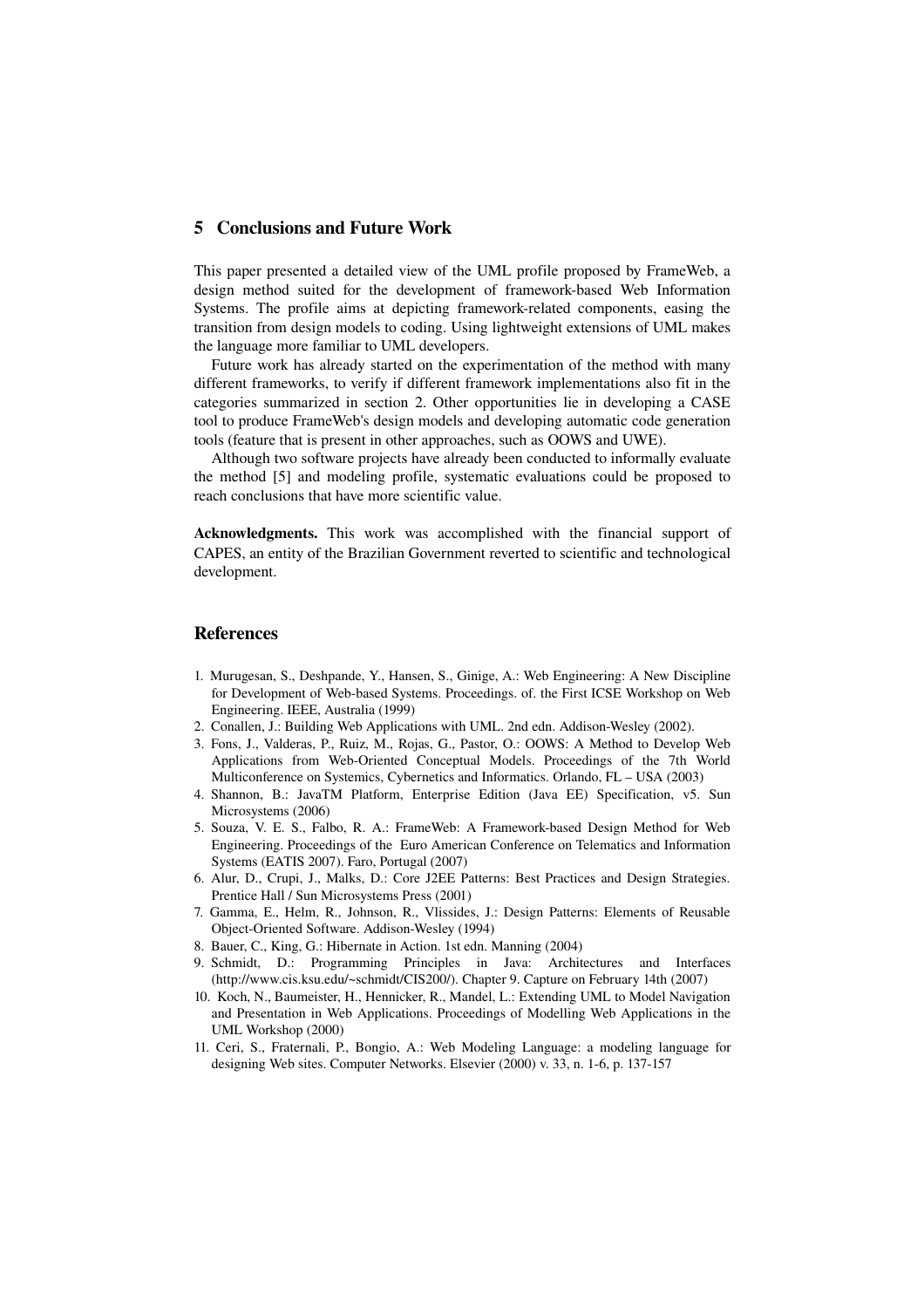## 5 Conclusions and Future Work

This paper presented a detailed view of the UML profile proposed by FrameWeb, a design method suited for the development of framework-based Web Information Systems. The profile aims at depicting framework-related components, easing the transition from design models to coding. Using lightweight extensions of UML makes the language more familiar to UML developers.

Future work has already started on the experimentation of the method with many different frameworks, to verify if different framework implementations also fit in the categories summarized in section 2. Other opportunities lie in developing a CASE tool to produce FrameWeb's design models and developing automatic code generation tools (feature that is present in other approaches, such as OOWS and UWE).

Although two software projects have already been conducted to informally evaluate the method [5] and modeling profile, systematic evaluations could be proposed to reach conclusions that have more scientific value.

**Acknowledgments.** This work was accomplished with the financial support of CAPES, an entity of the Brazilian Government reverted to scientific and technological development.

## References

1. Murugesan, S., Deshpande, Y., Hansen, S., Ginige, A.: Web Engineering: A New Discipline for Development of Web-based Systems. Proceedings. of. the First ICSE Workshop on Web Engineering. IEEE, Australia (1999)
2. Conallen, J.: Building Web Applications with UML. 2nd edn. Addison-Wesley (2002).
3. Fons, J., Valderas, P., Ruiz, M., Rojas, G., Pastor, O.: OOWS: A Method to Develop Web Applications from Web-Oriented Conceptual Models. Proceedings of the 7th World Multiconference on Systemics, Cybernetics and Informatics. Orlando, FL – USA (2003)
4. Shannon, B.: JavaTM Platform, Enterprise Edition (Java EE) Specification, v5. Sun Microsystems (2006)
5. Souza, V. E. S., Falbo, R. A.: FrameWeb: A Framework-based Design Method for Web Engineering. Proceedings of the Euro American Conference on Telematics and Information Systems (EATIS 2007). Faro, Portugal (2007)
6. Alur, D., Crupi, J., Malks, D.: Core J2EE Patterns: Best Practices and Design Strategies. Prentice Hall / Sun Microsystems Press (2001)
7. Gamma, E., Helm, R., Johnson, R., Vlissides, J.: Design Patterns: Elements of Reusable Object-Oriented Software. Addison-Wesley (1994)
8. Bauer, C., King, G.: Hibernate in Action. 1st edn. Manning (2004)
9. Schmidt, D.: Programming Principles in Java: Architectures and Interfaces (http://www.cis.ksu.edu/~schmidt/CIS200/). Chapter 9. Capture on February 14th (2007)
10. Koch, N., Baumeister, H., Hennicker, R., Mandel, L.: Extending UML to Model Navigation and Presentation in Web Applications. Proceedings of Modelling Web Applications in the UML Workshop (2000)
11. Ceri, S., Fraternali, P., Bongio, A.: Web Modeling Language: a modeling language for designing Web sites. Computer Networks. Elsevier (2000) v. 33, n. 1-6, p. 137-157